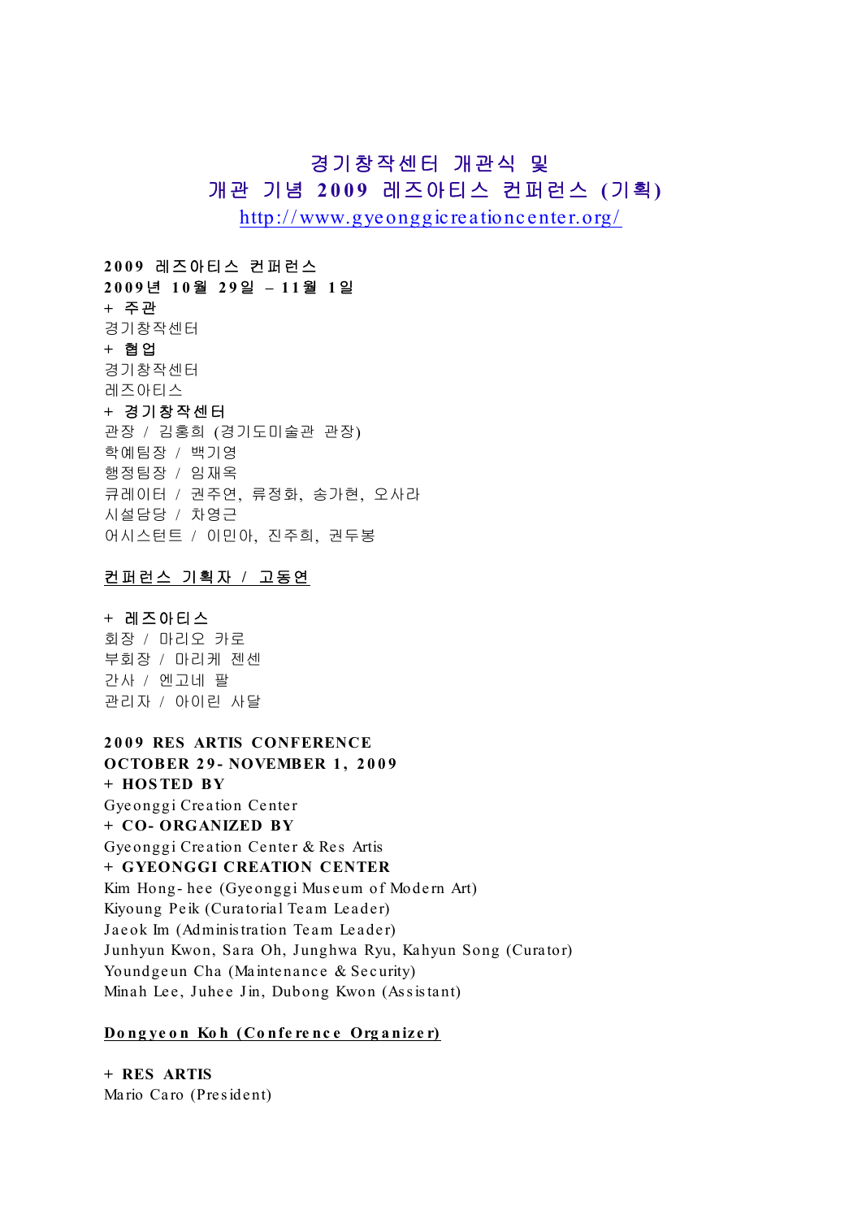# 경기창작센터 개관식 및
# 개관 기념 2009 레즈아티스 컨퍼런스 (기획)

http://www.gyeonggicreationcenter.org/

**2009 레즈아티스 컨퍼런스**
**2009년 10월 29일 – 11월 1일**

**+ 주관**
경기창작센터

**+ 협업**
경기창작센터
레즈아티스

**+ 경기창작센터**
관장 / 김홍희 (경기도미술관 관장)
학예팀장 / 백기영
행정팀장 / 임재옥
큐레이터 / 권주연, 류정화, 송가현, 오사라
시설담당 / 차영근
어시스턴트 / 이민아, 진주희, 권두봉

**컨퍼런스 기획자 / 고동연**

**+ 레즈아티스**
회장 / 마리오 카로
부회장 / 마리케 젠센
간사 / 엔고네 팔
관리자 / 아이린 사달

**2009 RES ARTIS CONFERENCE**
**OCTOBER 29- NOVEMBER 1, 2009**

**+ HOSTED BY**
Gyeonggi Creation Center

**+ CO- ORGANIZED BY**
Gyeonggi Creation Center & Res Artis

**+ GYEONGGI CREATION CENTER**
Kim Hong- hee (Gyeonggi Museum of Modern Art)
Kiyoung Peik (Curatorial Team Leader)
Jaeok Im (Administration Team Leader)
Junhyun Kwon, Sara Oh, Junghwa Ryu, Kahyun Song (Curator)
Youndgeun Cha (Maintenance & Security)
Minah Lee, Juhee Jin, Dubong Kwon (Assistant)

**Dongyeon Koh (Conference Organizer)**

**+ RES ARTIS**
Mario Caro (President)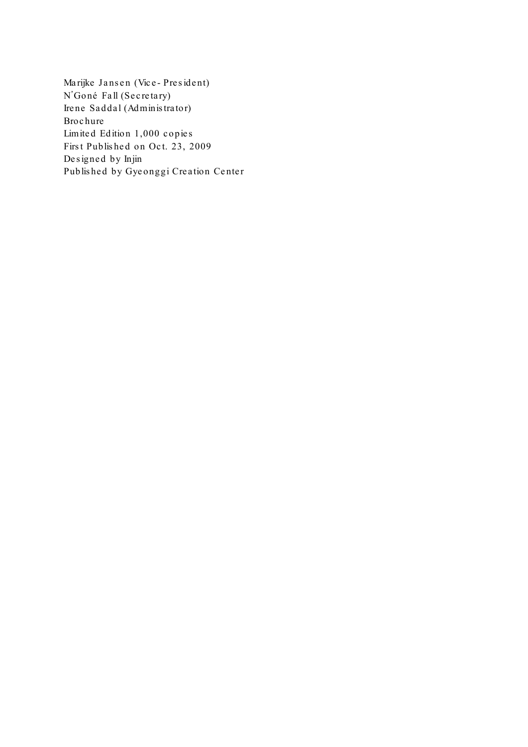Marijke Jansen (Vice-President)
N'Goné Fall (Secretary)
Irene Saddal (Administrator)
Brochure
Limited Edition 1,000 copies
First Published on Oct. 23, 2009
Designed by Injin
Published by Gyeonggi Creation Center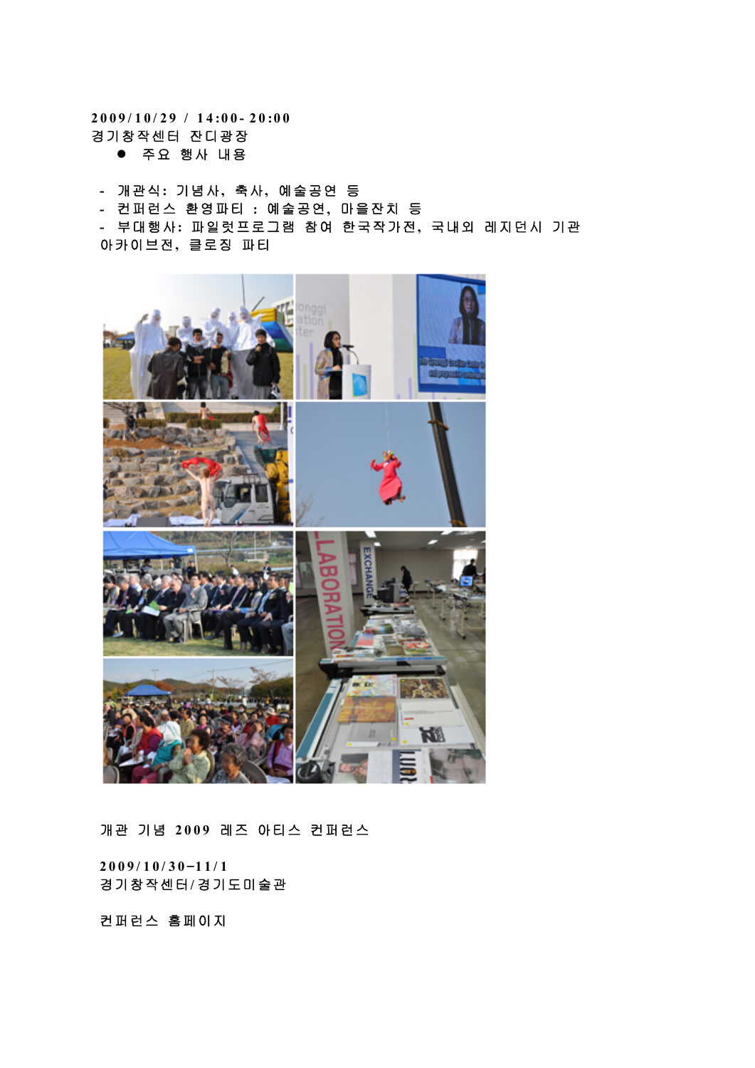**2009/10/29 / 14:00-20:00**
경기창작센터 잔디광장

- 주요 행사 내용

- 개관식: 기념사, 축사, 예술공연 등
- 컨퍼런스 환영파티 : 예술공연, 마을잔치 등
- 부대행사: 파일럿프로그램 참여 한국작가전, 국내외 레지던시 기관 아카이브전, 클로징 파티

개관 기념 2009 레즈 아티스 컨퍼런스

**2009/10/30-11/1**
경기창작센터/경기도미술관

컨퍼런스 홈페이지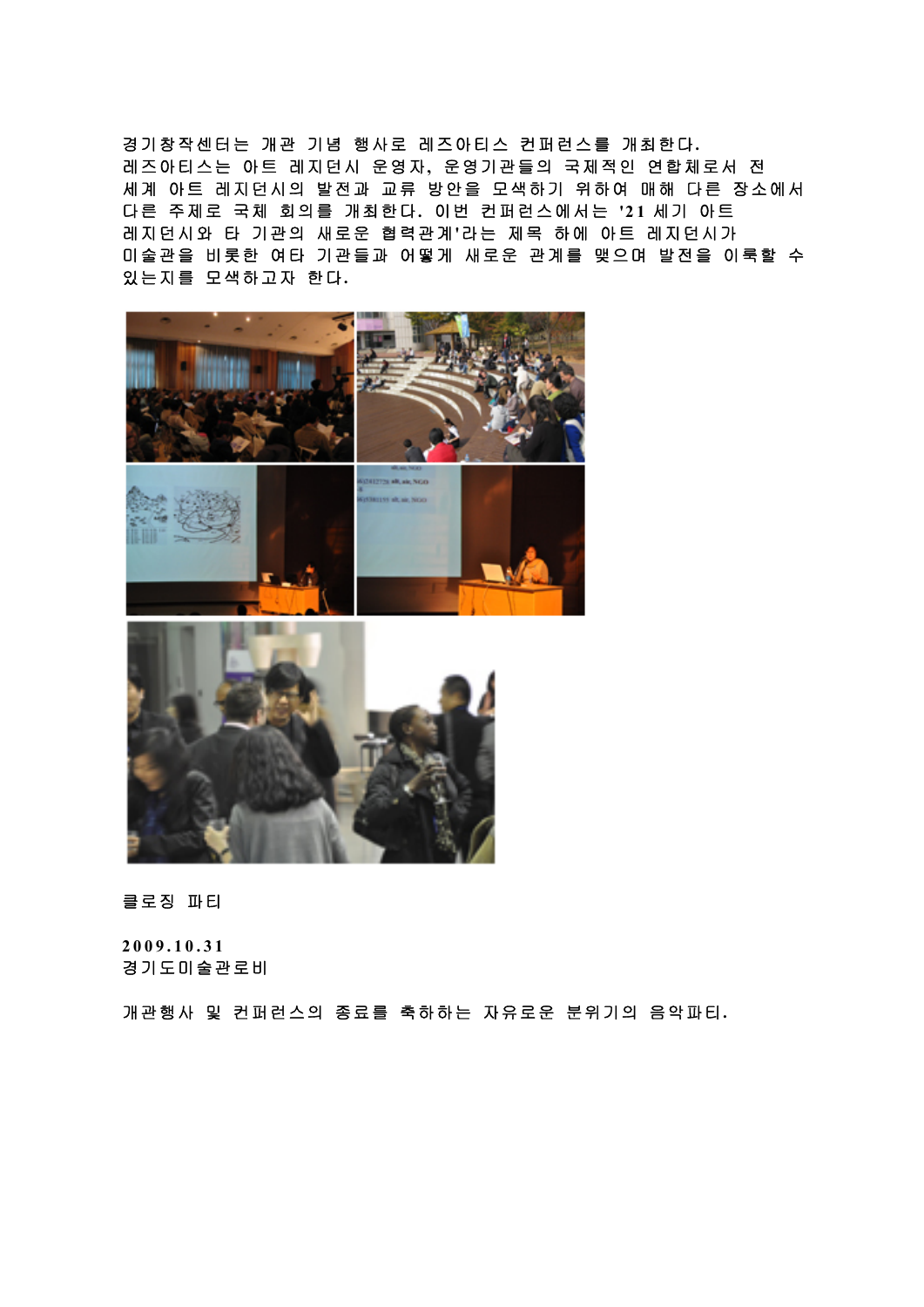경기창작센터는 개관 기념 행사로 레즈아티스 컨퍼런스를 개최한다. 레즈아티스는 아트 레지던시 운영자, 운영기관들의 국제적인 연합체로서 전 세계 아트 레지던시의 발전과 교류 방안을 모색하기 위하여 매해 다른 장소에서 다른 주제로 국체 회의를 개최한다. 이번 컨퍼런스에서는 '21 세기 아트 레지던시와 타 기관의 새로운 협력관계'라는 제목 하에 아트 레지던시가 미술관을 비롯한 여타 기관들과 어떻게 새로운 관계를 맺으며 발전을 이룩할 수 있는지를 모색하고자 한다.

클로징 파티

**2009.10.31**
경기도미술관로비

개관행사 및 컨퍼런스의 종료를 축하하는 자유로운 분위기의 음악파티.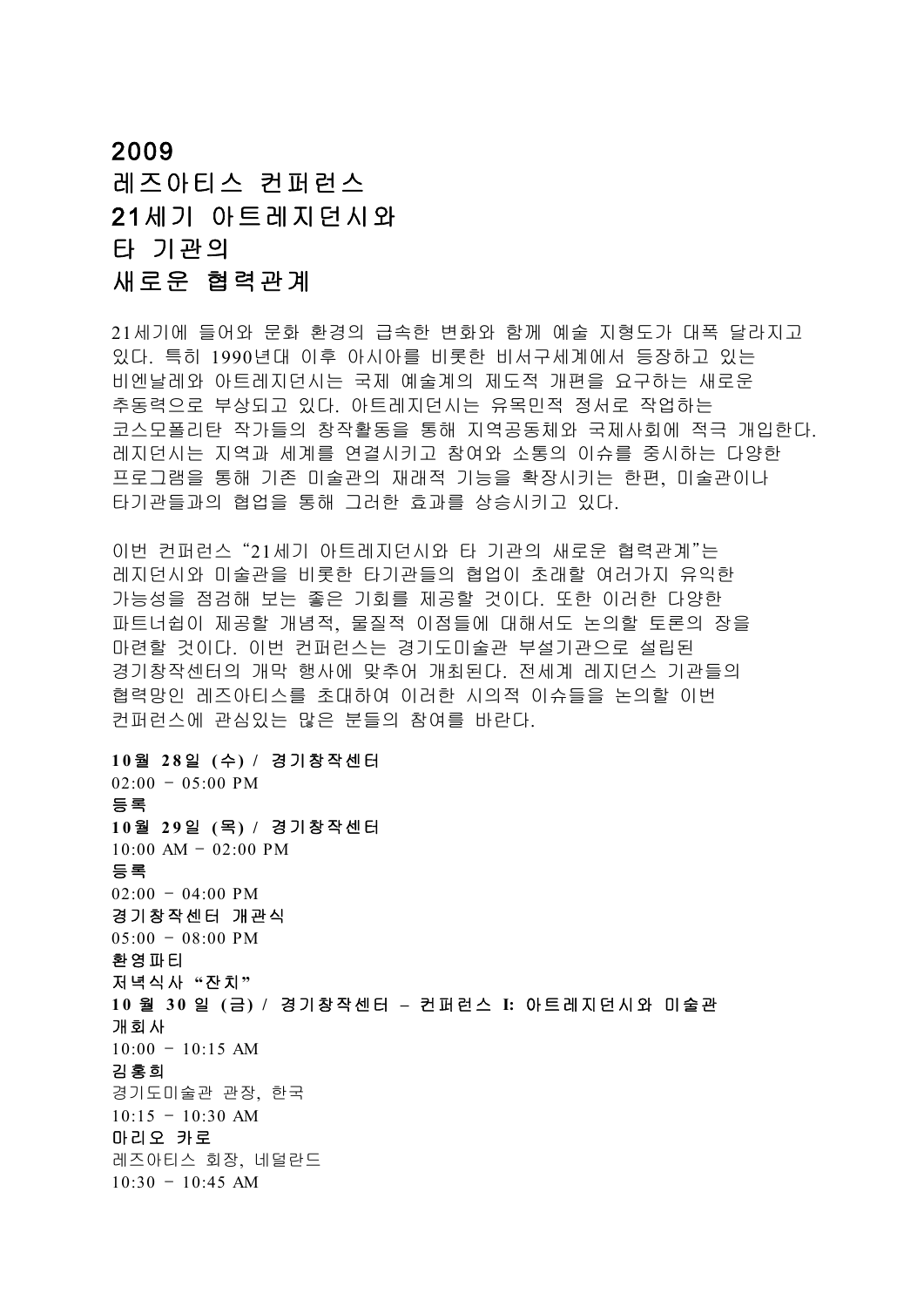# 2009
# 레즈아티스 컨퍼런스
# 21세기 아트레지던시와 타 기관의 새로운 협력관계

21세기에 들어와 문화 환경의 급속한 변화와 함께 예술 지형도가 대폭 달라지고 있다. 특히 1990년대 이후 아시아를 비롯한 비서구세계에서 등장하고 있는 비엔날레와 아트레지던시는 국제 예술계의 제도적 개편을 요구하는 새로운 추동력으로 부상되고 있다. 아트레지던시는 유목민적 정서로 작업하는 코스모폴리탄 작가들의 창작활동을 통해 지역공동체와 국제사회에 적극 개입한다. 레지던시는 지역과 세계를 연결시키고 참여와 소통의 이슈를 중시하는 다양한 프로그램을 통해 기존 미술관의 재래적 기능을 확장시키는 한편, 미술관이나 타기관들과의 협업을 통해 그러한 효과를 상승시키고 있다.

이번 컨퍼런스 "21세기 아트레지던시와 타 기관의 새로운 협력관계"는 레지던시와 미술관을 비롯한 타기관들의 협업이 초래할 여러가지 유익한 가능성을 점검해 보는 좋은 기회를 제공할 것이다. 또한 이러한 다양한 파트너쉽이 제공할 개념적, 물질적 이점들에 대해서도 논의할 토론의 장을 마련할 것이다. 이번 컨퍼런스는 경기도미술관 부설기관으로 설립된 경기창작센터의 개막 행사에 맞추어 개최된다. 전세계 레지던스 기관들의 협력망인 레즈아티스를 초대하여 이러한 시의적 이슈들을 논의할 이번 컨퍼런스에 관심있는 많은 분들의 참여를 바란다.

**10월 28일 (수) / 경기창작센터**
02:00 – 05:00 PM
**등록**

**10월 29일 (목) / 경기창작센터**
10:00 AM – 02:00 PM
**등록**
02:00 – 04:00 PM
**경기창작센터 개관식**
05:00 – 08:00 PM
**환영파티**
**저녁식사 "잔치"**

**10 월 30 일 (금) / 경기창작센터 – 컨퍼런스 I: 아트레지던시와 미술관**
**개회사**
10:00 – 10:15 AM
**김홍희**
경기도미술관 관장, 한국
10:15 – 10:30 AM
**마리오 카로**
레즈아티스 회장, 네덜란드
10:30 – 10:45 AM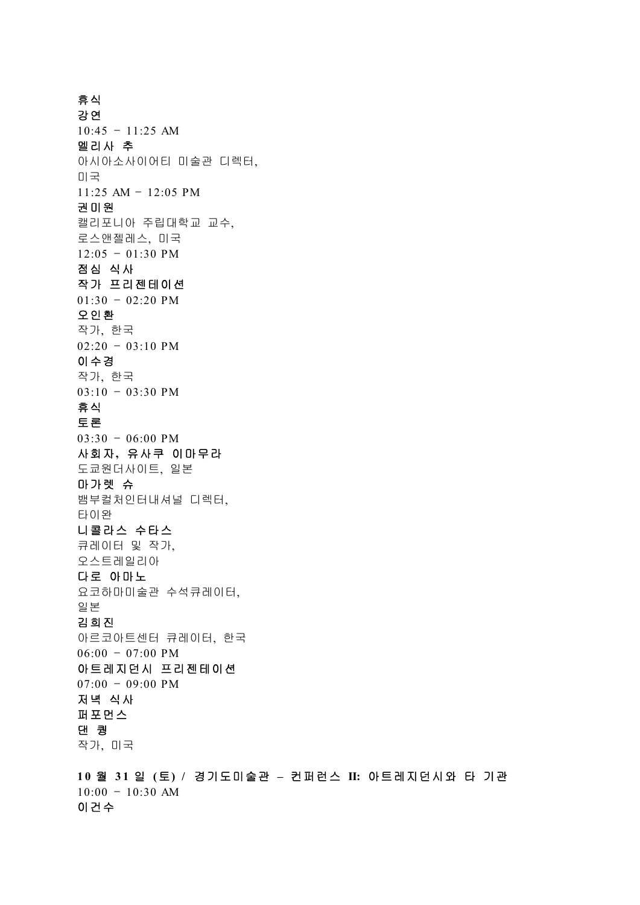**휴식**

**강연**

10:45 – 11:25 AM

**멜리사 추**

아시아소사이어티 미술관 디렉터,
미국

11:25 AM – 12:05 PM

**권미원**

캘리포니아 주립대학교 교수,
로스앤젤레스, 미국

12:05 – 01:30 PM

**점심 식사**

**작가 프리젠테이션**

01:30 – 02:20 PM

**오인환**

작가, 한국

02:20 – 03:10 PM

**이수경**

작가, 한국

03:10 – 03:30 PM

**휴식**

**토론**

03:30 – 06:00 PM

**사회자, 유사쿠 이마무라**

도쿄원더사이트, 일본

**마가렛 슈**

뱀부컬처인터내셔널 디렉터,
타이완

**니콜라스 수타스**

큐레이터 및 작가,
오스트레일리아

**다로 아마노**

요코하마미술관 수석큐레이터,
일본

**김희진**

아르코아트센터 큐레이터, 한국

06:00 – 07:00 PM

**아트레지던시 프리젠테이션**

07:00 – 09:00 PM

**저녁 식사**

**퍼포먼스**

**댄 퀑**

작가, 미국

**10 월 31 일 (토) / 경기도미술관 – 컨퍼런스 II: 아트레지던시와 타 기관**

10:00 – 10:30 AM

**이건수**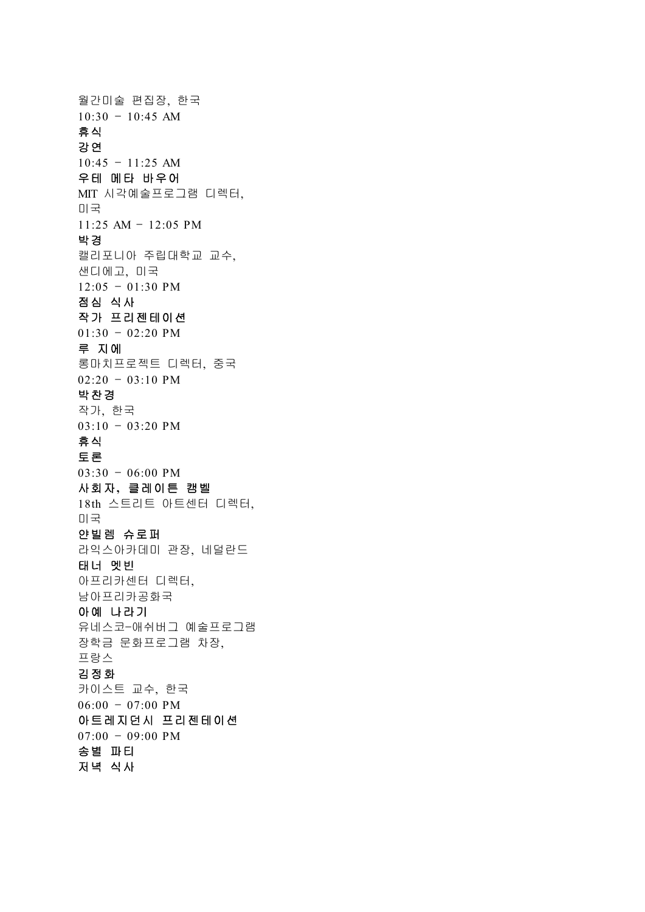월간미술 편집장, 한국

10:30 – 10:45 AM

**휴식**

**강연**

10:45 – 11:25 AM

**우테 메타 바우어**

MIT 시각예술프로그램 디렉터,
미국

11:25 AM – 12:05 PM

**박경**

캘리포니아 주립대학교 교수,
샌디에고, 미국

12:05 – 01:30 PM

**점심 식사**

**작가 프리젠테이션**

01:30 – 02:20 PM

**루 지에**

롱마치프로젝트 디렉터, 중국

02:20 – 03:10 PM

**박찬경**

작가, 한국

03:10 – 03:20 PM

**휴식**

**토론**

03:30 – 06:00 PM

**사회자, 클레이튼 캠벨**

18th 스트리트 아트센터 디렉터,
미국

**얀빌렘 슈로퍼**

라익스아카데미 관장, 네덜란드

**태너 멧빈**

아프리카센터 디렉터,
남아프리카공화국

**아예 나라기**

유네스코-애쉬버그 예술프로그램
장학금 문화프로그램 차장,
프랑스

**김정화**

카이스트 교수, 한국

06:00 – 07:00 PM

**아트레지던시 프리젠테이션**

07:00 – 09:00 PM

**송별 파티**

**저녁 식사**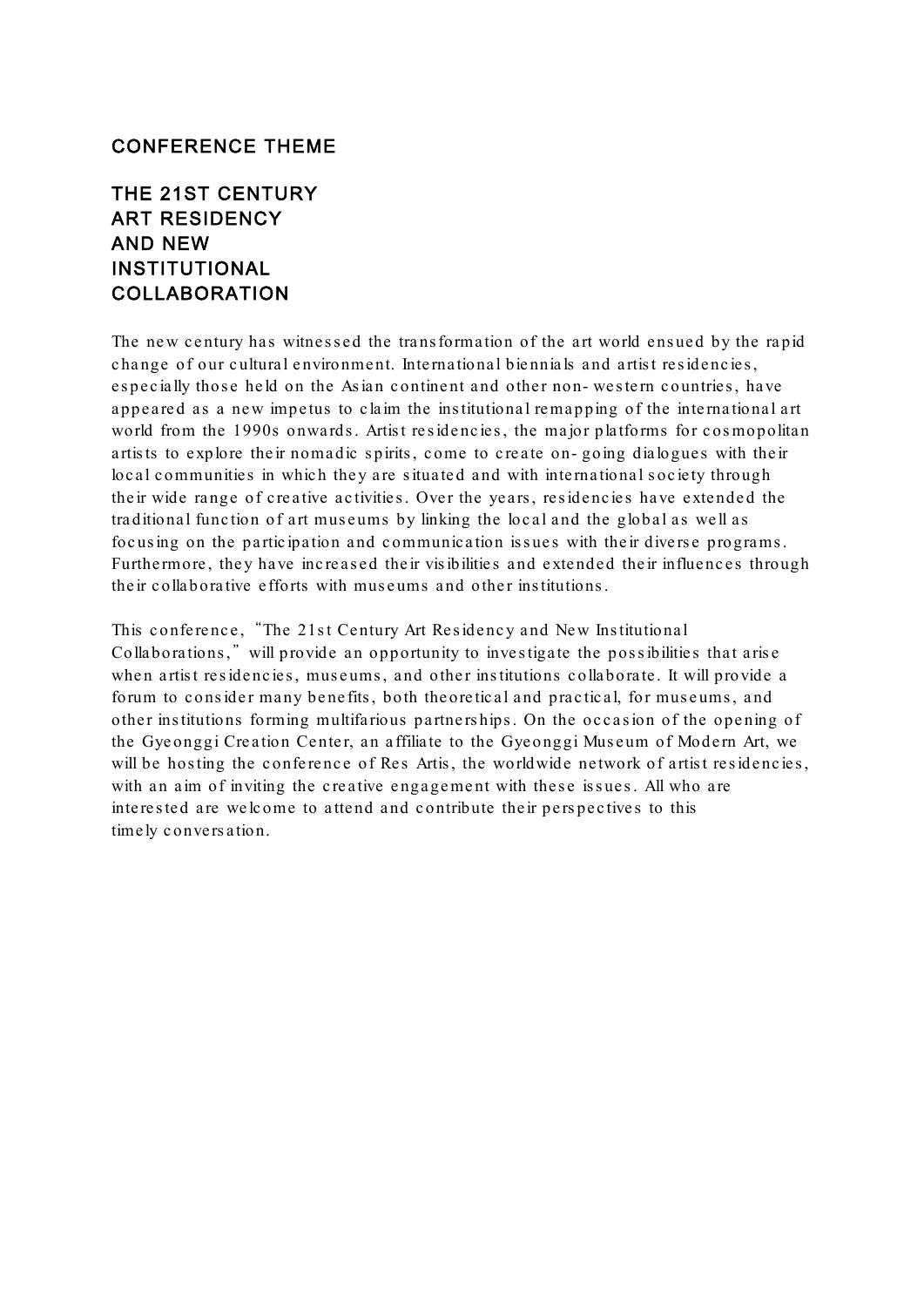## CONFERENCE THEME

# THE 21ST CENTURY ART RESIDENCY AND NEW INSTITUTIONAL COLLABORATION

The new century has witnessed the transformation of the art world ensued by the rapid change of our cultural environment. International biennials and artist residencies, especially those held on the Asian continent and other non-western countries, have appeared as a new impetus to claim the institutional remapping of the international art world from the 1990s onwards. Artist residencies, the major platforms for cosmopolitan artists to explore their nomadic spirits, come to create on-going dialogues with their local communities in which they are situated and with international society through their wide range of creative activities. Over the years, residencies have extended the traditional function of art museums by linking the local and the global as well as focusing on the participation and communication issues with their diverse programs. Furthermore, they have increased their visibilities and extended their influences through their collaborative efforts with museums and other institutions.

This conference, "The 21st Century Art Residency and New Institutional Collaborations," will provide an opportunity to investigate the possibilities that arise when artist residencies, museums, and other institutions collaborate. It will provide a forum to consider many benefits, both theoretical and practical, for museums, and other institutions forming multifarious partnerships. On the occasion of the opening of the Gyeonggi Creation Center, an affiliate to the Gyeonggi Museum of Modern Art, we will be hosting the conference of Res Artis, the worldwide network of artist residencies, with an aim of inviting the creative engagement with these issues. All who are interested are welcome to attend and contribute their perspectives to this timely conversation.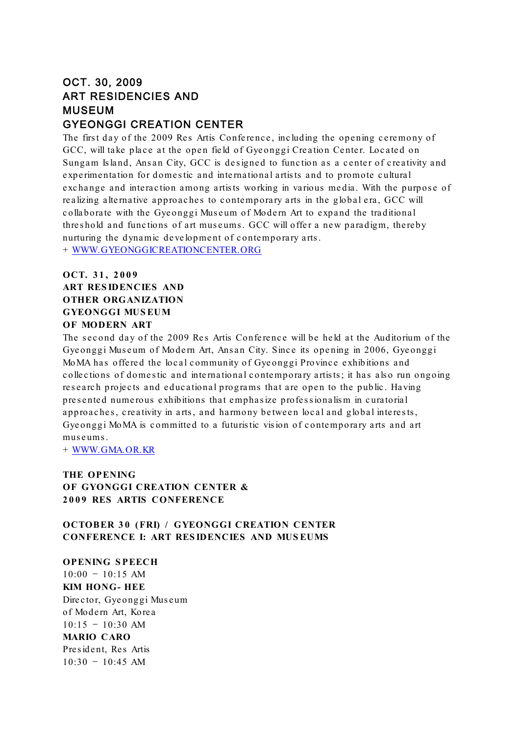## OCT. 30, 2009
## ART RESIDENCIES AND MUSEUM
## GYEONGGI CREATION CENTER

The first day of the 2009 Res Artis Conference, including the opening ceremony of GCC, will take place at the open field of Gyeonggi Creation Center. Located on Sungam Island, Ansan City, GCC is designed to function as a center of creativity and experimentation for domestic and international artists and to promote cultural exchange and interaction among artists working in various media. With the purpose of realizing alternative approaches to contemporary arts in the global era, GCC will collaborate with the Gyeonggi Museum of Modern Art to expand the traditional threshold and functions of art museums. GCC will offer a new paradigm, thereby nurturing the dynamic development of contemporary arts.

+ [WWW.GYEONGGICREATIONCENTER.ORG](http://WWW.GYEONGGICREATIONCENTER.ORG)

## OCT. 31, 2009
## ART RESIDENCIES AND OTHER ORGANIZATION
## GYEONGGI MUSEUM OF MODERN ART

The second day of the 2009 Res Artis Conference will be held at the Auditorium of the Gyeonggi Museum of Modern Art, Ansan City. Since its opening in 2006, Gyeonggi MoMA has offered the local community of Gyeonggi Province exhibitions and collections of domestic and international contemporary artists; it has also run ongoing research projects and educational programs that are open to the public. Having presented numerous exhibitions that emphasize professionalism in curatorial approaches, creativity in arts, and harmony between local and global interests, Gyeonggi MoMA is committed to a futuristic vision of contemporary arts and art museums.

+ [WWW.GMA.OR.KR](http://WWW.GMA.OR.KR)

## THE OPENING OF GYONGGI CREATION CENTER & 2009 RES ARTIS CONFERENCE

**OCTOBER 30 (FRI) / GYEONGGI CREATION CENTER**
**CONFERENCE I: ART RESIDENCIES AND MUSEUMS**

**OPENING SPEECH**

10:00 – 10:15 AM
**KIM HONG-HEE**
Director, Gyeonggi Museum of Modern Art, Korea

10:15 – 10:30 AM
**MARIO CARO**
President, Res Artis

10:30 – 10:45 AM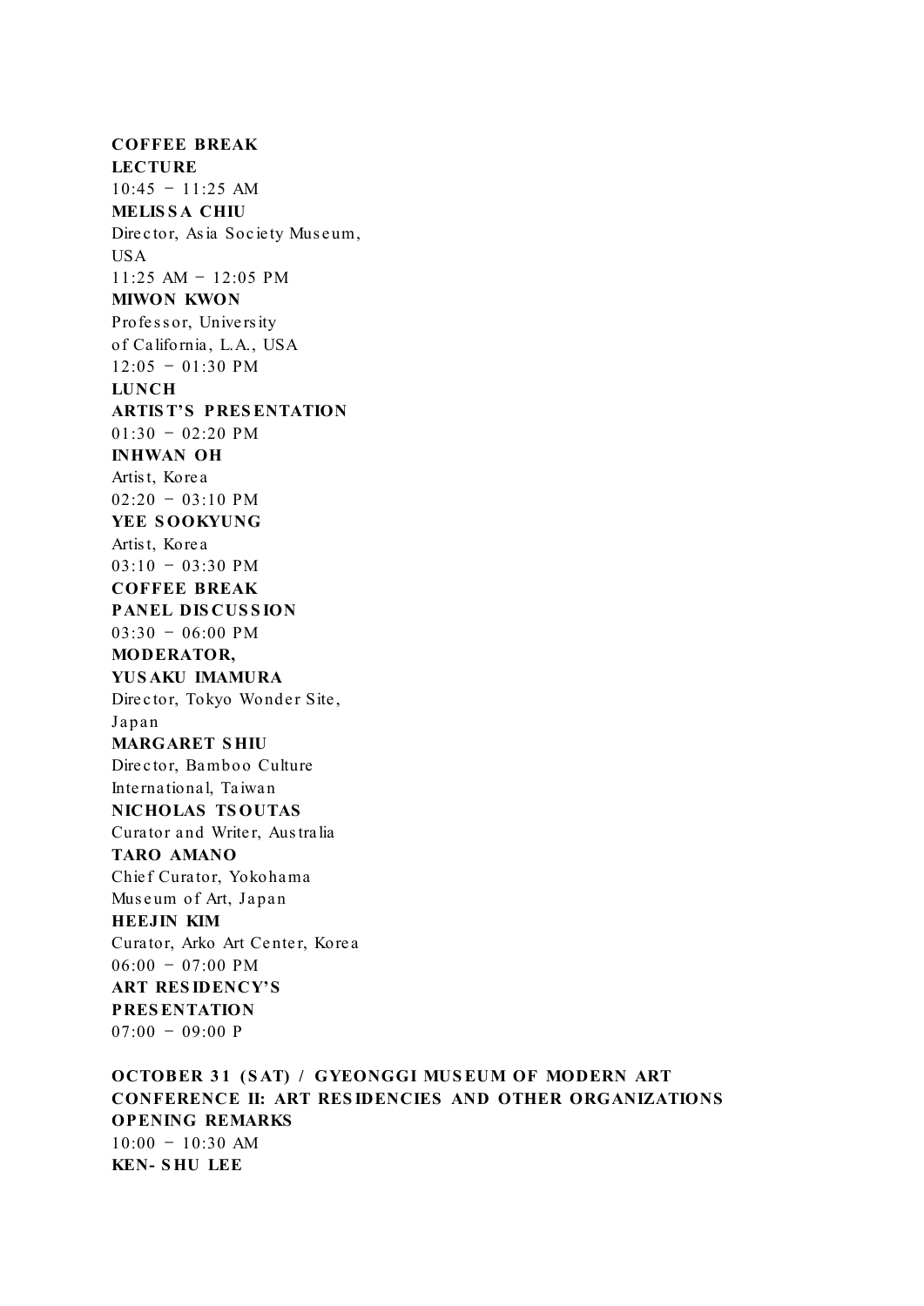**COFFEE BREAK**
**LECTURE**
10:45 − 11:25 AM
**MELISSA CHIU**
Director, Asia Society Museum,
USA
11:25 AM − 12:05 PM
**MIWON KWON**
Professor, University
of California, L.A., USA
12:05 − 01:30 PM
**LUNCH**
**ARTIST'S PRESENTATION**
01:30 − 02:20 PM
**INHWAN OH**
Artist, Korea
02:20 − 03:10 PM
**YEE SOOKYUNG**
Artist, Korea
03:10 − 03:30 PM
**COFFEE BREAK**
**PANEL DISCUSSION**
03:30 − 06:00 PM
**MODERATOR,**
**YUSAKU IMAMURA**
Director, Tokyo Wonder Site,
Japan
**MARGARET SHIU**
Director, Bamboo Culture
International, Taiwan
**NICHOLAS TSOUTAS**
Curator and Writer, Australia
**TARO AMANO**
Chief Curator, Yokohama
Museum of Art, Japan
**HEEJIN KIM**
Curator, Arko Art Center, Korea
06:00 − 07:00 PM
**ART RESIDENCY'S**
**PRESENTATION**
07:00 − 09:00 P

**OCTOBER 31 (SAT) / GYEONGGI MUSEUM OF MODERN ART**
**CONFERENCE II: ART RESIDENCIES AND OTHER ORGANIZATIONS**
**OPENING REMARKS**
10:00 − 10:30 AM
**KEN-SHU LEE**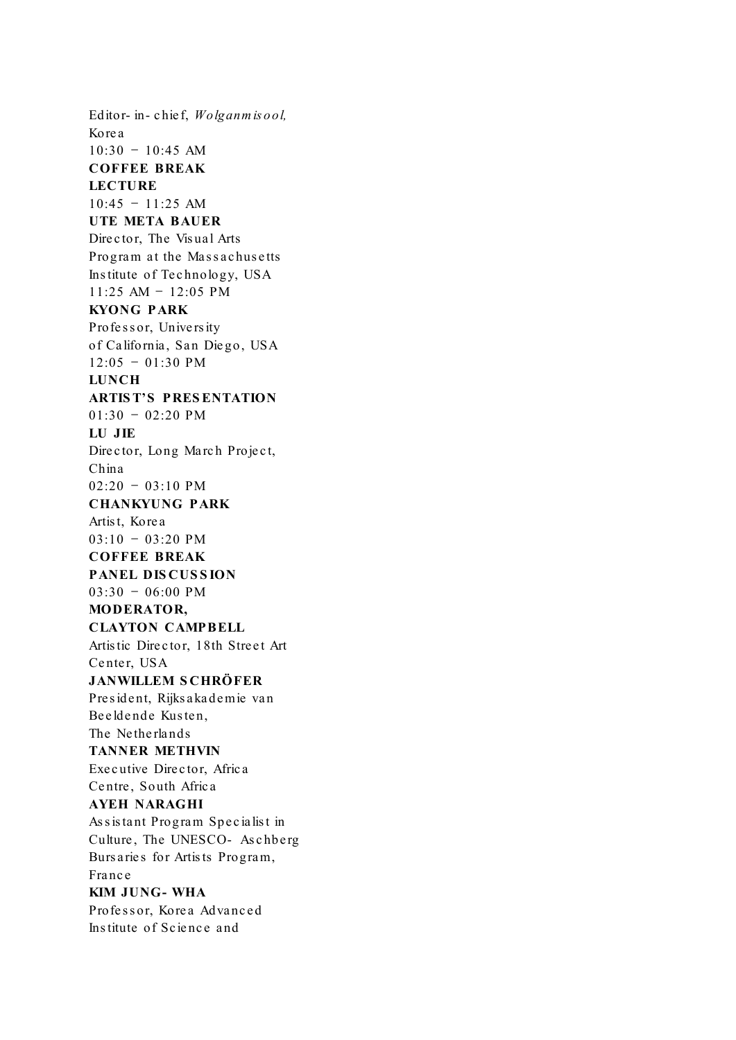Editor-in-chief, *Wolganmisool,*
Korea

10:30 – 10:45 AM
**COFFEE BREAK**

**LECTURE**

10:45 – 11:25 AM
**UTE META BAUER**
Director, The Visual Arts Program at the Massachusetts Institute of Technology, USA

11:25 AM – 12:05 PM
**KYONG PARK**
Professor, University of California, San Diego, USA

12:05 – 01:30 PM
**LUNCH**

**ARTIST'S PRESENTATION**

01:30 – 02:20 PM
**LU JIE**
Director, Long March Project, China

02:20 – 03:10 PM
**CHANKYUNG PARK**
Artist, Korea

03:10 – 03:20 PM
**COFFEE BREAK**

**PANEL DISCUSSION**

03:30 – 06:00 PM
**MODERATOR,**
**CLAYTON CAMPBELL**
Artistic Director, 18th Street Art Center, USA

**JANWILLEM SCHRÖFER**
President, Rijksakademie van Beeldende Kusten,
The Netherlands

**TANNER METHVIN**
Executive Director, Africa Centre, South Africa

**AYEH NARAGHI**
Assistant Program Specialist in Culture, The UNESCO-Aschberg Bursaries for Artists Program,
France

**KIM JUNG-WHA**
Professor, Korea Advanced Institute of Science and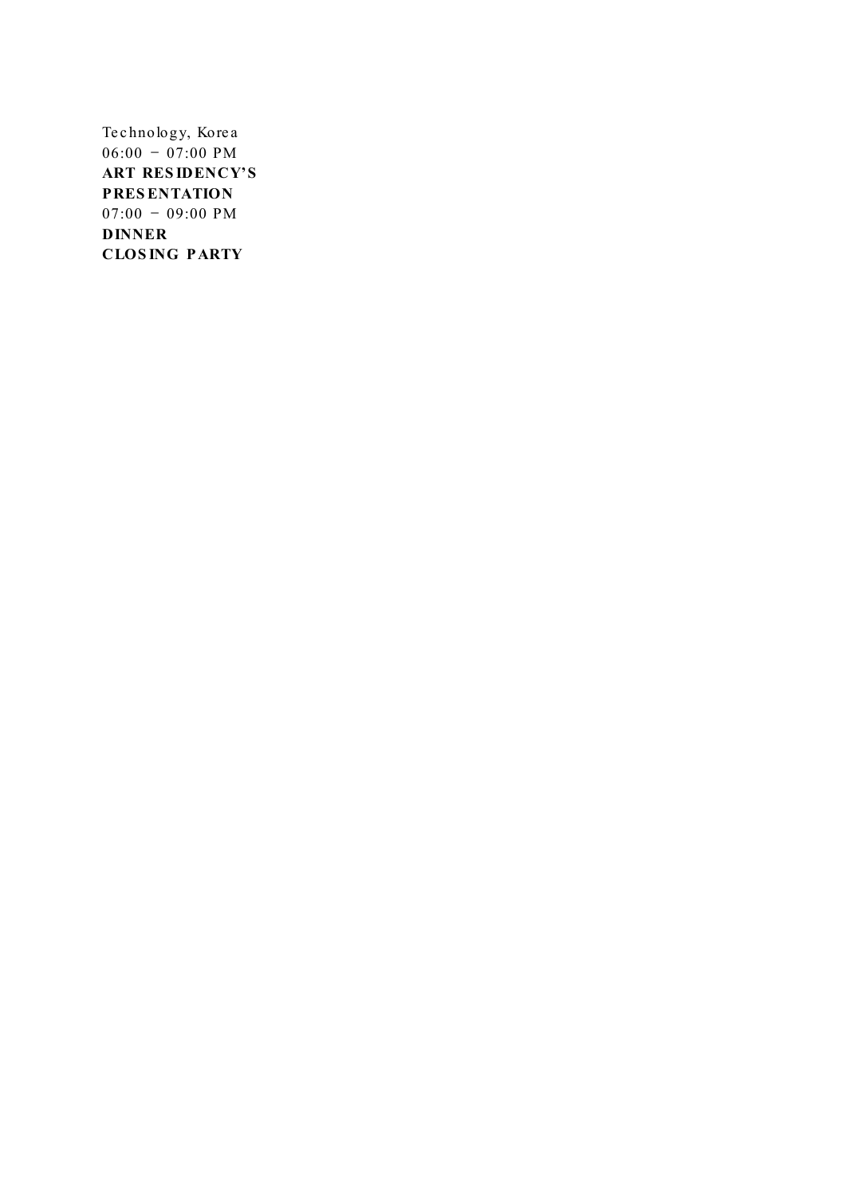Technology, Korea
06:00 – 07:00 PM
**ART RESIDENCY'S PRESENTATION**
07:00 – 09:00 PM
**DINNER**
**CLOSING PARTY**